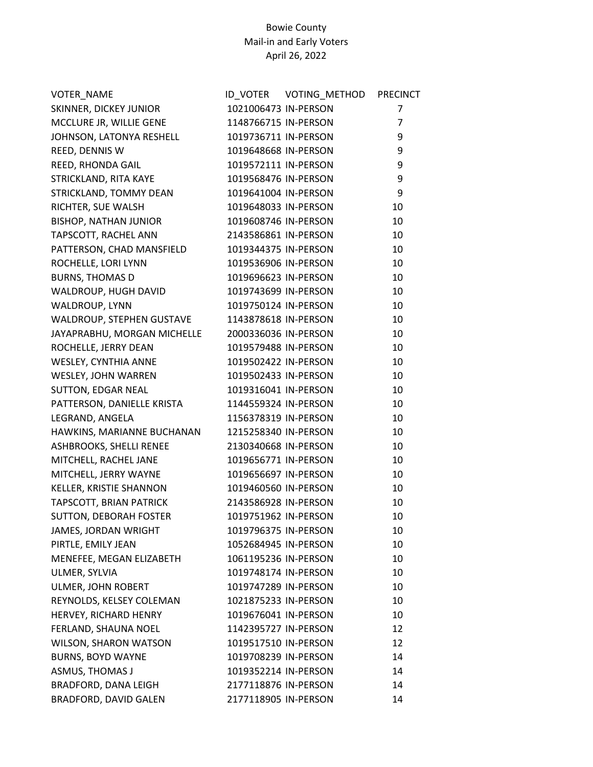Bowie County
Mail-in and Early Voters
April 26, 2022

| VOTER_NAME | ID_VOTER | VOTING_METHOD | PRECINCT |
|---|---|---|---|
| SKINNER, DICKEY JUNIOR | 1021006473 | IN-PERSON | 7 |
| MCCLURE JR, WILLIE GENE | 1148766715 | IN-PERSON | 7 |
| JOHNSON, LATONYA RESHELL | 1019736711 | IN-PERSON | 9 |
| REED, DENNIS W | 1019648668 | IN-PERSON | 9 |
| REED, RHONDA GAIL | 1019572111 | IN-PERSON | 9 |
| STRICKLAND, RITA KAYE | 1019568476 | IN-PERSON | 9 |
| STRICKLAND, TOMMY DEAN | 1019641004 | IN-PERSON | 9 |
| RICHTER, SUE WALSH | 1019648033 | IN-PERSON | 10 |
| BISHOP, NATHAN JUNIOR | 1019608746 | IN-PERSON | 10 |
| TAPSCOTT, RACHEL ANN | 2143586861 | IN-PERSON | 10 |
| PATTERSON, CHAD MANSFIELD | 1019344375 | IN-PERSON | 10 |
| ROCHELLE, LORI LYNN | 1019536906 | IN-PERSON | 10 |
| BURNS, THOMAS D | 1019696623 | IN-PERSON | 10 |
| WALDROUP, HUGH DAVID | 1019743699 | IN-PERSON | 10 |
| WALDROUP, LYNN | 1019750124 | IN-PERSON | 10 |
| WALDROUP, STEPHEN GUSTAVE | 1143878618 | IN-PERSON | 10 |
| JAYAPRABHU, MORGAN MICHELLE | 2000336036 | IN-PERSON | 10 |
| ROCHELLE, JERRY DEAN | 1019579488 | IN-PERSON | 10 |
| WESLEY, CYNTHIA ANNE | 1019502422 | IN-PERSON | 10 |
| WESLEY, JOHN WARREN | 1019502433 | IN-PERSON | 10 |
| SUTTON, EDGAR NEAL | 1019316041 | IN-PERSON | 10 |
| PATTERSON, DANIELLE KRISTA | 1144559324 | IN-PERSON | 10 |
| LEGRAND, ANGELA | 1156378319 | IN-PERSON | 10 |
| HAWKINS, MARIANNE BUCHANAN | 1215258340 | IN-PERSON | 10 |
| ASHBROOKS, SHELLI RENEE | 2130340668 | IN-PERSON | 10 |
| MITCHELL, RACHEL JANE | 1019656771 | IN-PERSON | 10 |
| MITCHELL, JERRY WAYNE | 1019656697 | IN-PERSON | 10 |
| KELLER, KRISTIE SHANNON | 1019460560 | IN-PERSON | 10 |
| TAPSCOTT, BRIAN PATRICK | 2143586928 | IN-PERSON | 10 |
| SUTTON, DEBORAH FOSTER | 1019751962 | IN-PERSON | 10 |
| JAMES, JORDAN WRIGHT | 1019796375 | IN-PERSON | 10 |
| PIRTLE, EMILY JEAN | 1052684945 | IN-PERSON | 10 |
| MENEFEE, MEGAN ELIZABETH | 1061195236 | IN-PERSON | 10 |
| ULMER, SYLVIA | 1019748174 | IN-PERSON | 10 |
| ULMER, JOHN ROBERT | 1019747289 | IN-PERSON | 10 |
| REYNOLDS, KELSEY COLEMAN | 1021875233 | IN-PERSON | 10 |
| HERVEY, RICHARD HENRY | 1019676041 | IN-PERSON | 10 |
| FERLAND, SHAUNA NOEL | 1142395727 | IN-PERSON | 12 |
| WILSON, SHARON WATSON | 1019517510 | IN-PERSON | 12 |
| BURNS, BOYD WAYNE | 1019708239 | IN-PERSON | 14 |
| ASMUS, THOMAS J | 1019352214 | IN-PERSON | 14 |
| BRADFORD, DANA LEIGH | 2177118876 | IN-PERSON | 14 |
| BRADFORD, DAVID GALEN | 2177118905 | IN-PERSON | 14 |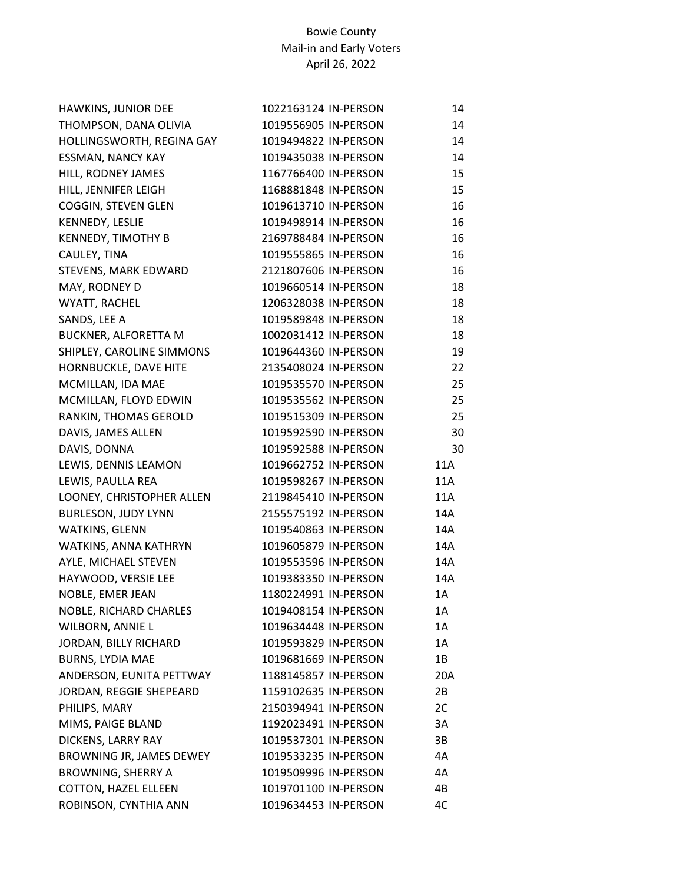Bowie County
Mail-in and Early Voters
April 26, 2022

| | | | |
|---|---|---|---|
| HAWKINS, JUNIOR DEE | 1022163124 | IN-PERSON | 14 |
| THOMPSON, DANA OLIVIA | 1019556905 | IN-PERSON | 14 |
| HOLLINGSWORTH, REGINA GAY | 1019494822 | IN-PERSON | 14 |
| ESSMAN, NANCY KAY | 1019435038 | IN-PERSON | 14 |
| HILL, RODNEY JAMES | 1167766400 | IN-PERSON | 15 |
| HILL, JENNIFER LEIGH | 1168881848 | IN-PERSON | 15 |
| COGGIN, STEVEN GLEN | 1019613710 | IN-PERSON | 16 |
| KENNEDY, LESLIE | 1019498914 | IN-PERSON | 16 |
| KENNEDY, TIMOTHY B | 2169788484 | IN-PERSON | 16 |
| CAULEY, TINA | 1019555865 | IN-PERSON | 16 |
| STEVENS, MARK EDWARD | 2121807606 | IN-PERSON | 16 |
| MAY, RODNEY D | 1019660514 | IN-PERSON | 18 |
| WYATT, RACHEL | 1206328038 | IN-PERSON | 18 |
| SANDS, LEE A | 1019589848 | IN-PERSON | 18 |
| BUCKNER, ALFORETTA M | 1002031412 | IN-PERSON | 18 |
| SHIPLEY, CAROLINE SIMMONS | 1019644360 | IN-PERSON | 19 |
| HORNBUCKLE, DAVE HITE | 2135408024 | IN-PERSON | 22 |
| MCMILLAN, IDA MAE | 1019535570 | IN-PERSON | 25 |
| MCMILLAN, FLOYD EDWIN | 1019535562 | IN-PERSON | 25 |
| RANKIN, THOMAS GEROLD | 1019515309 | IN-PERSON | 25 |
| DAVIS, JAMES ALLEN | 1019592590 | IN-PERSON | 30 |
| DAVIS, DONNA | 1019592588 | IN-PERSON | 30 |
| LEWIS, DENNIS LEAMON | 1019662752 | IN-PERSON | 11A |
| LEWIS, PAULLA REA | 1019598267 | IN-PERSON | 11A |
| LOONEY, CHRISTOPHER ALLEN | 2119845410 | IN-PERSON | 11A |
| BURLESON, JUDY LYNN | 2155575192 | IN-PERSON | 14A |
| WATKINS, GLENN | 1019540863 | IN-PERSON | 14A |
| WATKINS, ANNA KATHRYN | 1019605879 | IN-PERSON | 14A |
| AYLE, MICHAEL STEVEN | 1019553596 | IN-PERSON | 14A |
| HAYWOOD, VERSIE LEE | 1019383350 | IN-PERSON | 14A |
| NOBLE, EMER JEAN | 1180224991 | IN-PERSON | 1A |
| NOBLE, RICHARD CHARLES | 1019408154 | IN-PERSON | 1A |
| WILBORN, ANNIE L | 1019634448 | IN-PERSON | 1A |
| JORDAN, BILLY RICHARD | 1019593829 | IN-PERSON | 1A |
| BURNS, LYDIA MAE | 1019681669 | IN-PERSON | 1B |
| ANDERSON, EUNITA PETTWAY | 1188145857 | IN-PERSON | 20A |
| JORDAN, REGGIE SHEPEARD | 1159102635 | IN-PERSON | 2B |
| PHILIPS, MARY | 2150394941 | IN-PERSON | 2C |
| MIMS, PAIGE BLAND | 1192023491 | IN-PERSON | 3A |
| DICKENS, LARRY RAY | 1019537301 | IN-PERSON | 3B |
| BROWNING JR, JAMES DEWEY | 1019533235 | IN-PERSON | 4A |
| BROWNING, SHERRY A | 1019509996 | IN-PERSON | 4A |
| COTTON, HAZEL ELLEEN | 1019701100 | IN-PERSON | 4B |
| ROBINSON, CYNTHIA ANN | 1019634453 | IN-PERSON | 4C |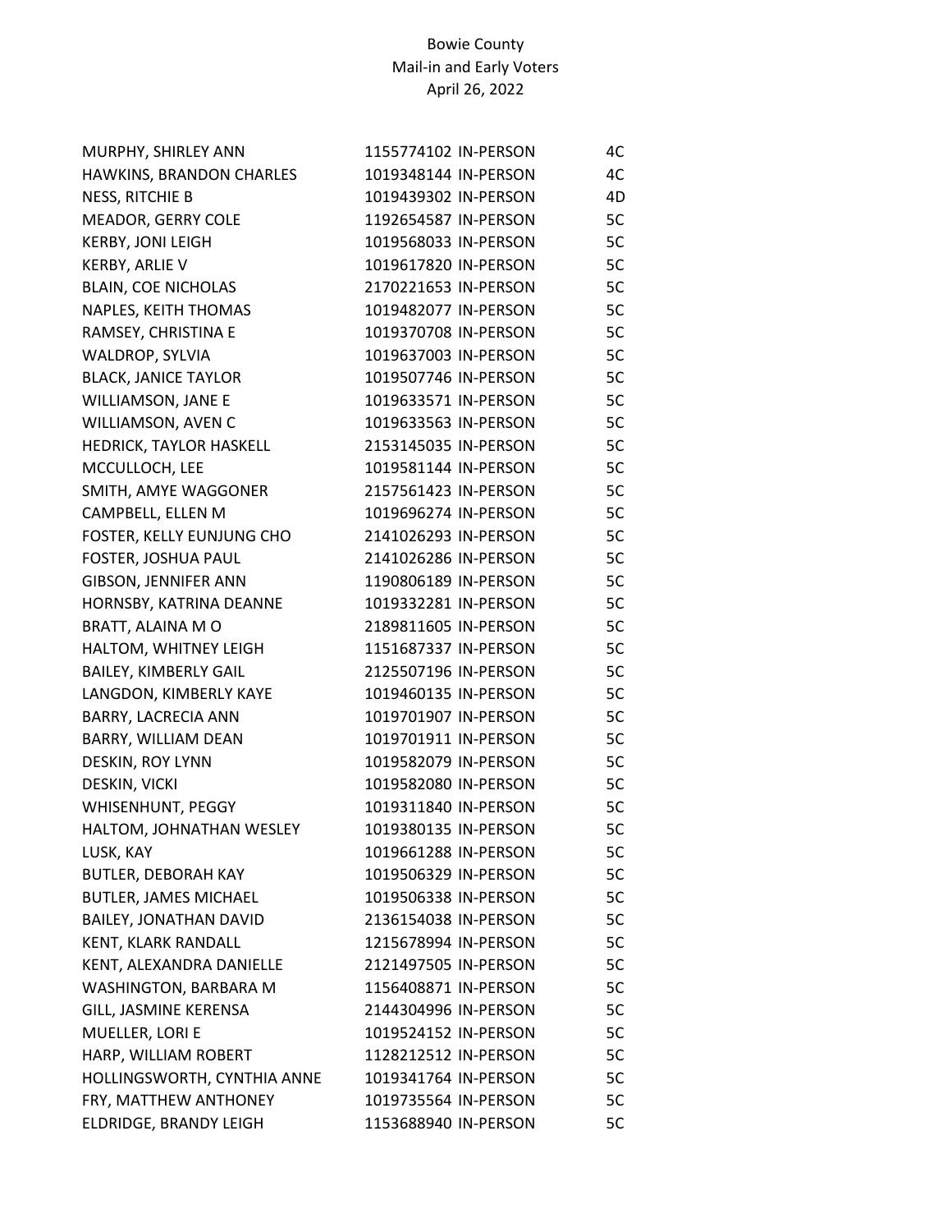Bowie County
Mail-in and Early Voters
April 26, 2022

| | | | |
|---|---|---|---|
| MURPHY, SHIRLEY ANN | 1155774102 | IN-PERSON | 4C |
| HAWKINS, BRANDON CHARLES | 1019348144 | IN-PERSON | 4C |
| NESS, RITCHIE B | 1019439302 | IN-PERSON | 4D |
| MEADOR, GERRY COLE | 1192654587 | IN-PERSON | 5C |
| KERBY, JONI LEIGH | 1019568033 | IN-PERSON | 5C |
| KERBY, ARLIE V | 1019617820 | IN-PERSON | 5C |
| BLAIN, COE NICHOLAS | 2170221653 | IN-PERSON | 5C |
| NAPLES, KEITH THOMAS | 1019482077 | IN-PERSON | 5C |
| RAMSEY, CHRISTINA E | 1019370708 | IN-PERSON | 5C |
| WALDROP, SYLVIA | 1019637003 | IN-PERSON | 5C |
| BLACK, JANICE TAYLOR | 1019507746 | IN-PERSON | 5C |
| WILLIAMSON, JANE E | 1019633571 | IN-PERSON | 5C |
| WILLIAMSON, AVEN C | 1019633563 | IN-PERSON | 5C |
| HEDRICK, TAYLOR HASKELL | 2153145035 | IN-PERSON | 5C |
| MCCULLOCH, LEE | 1019581144 | IN-PERSON | 5C |
| SMITH, AMYE WAGGONER | 2157561423 | IN-PERSON | 5C |
| CAMPBELL, ELLEN M | 1019696274 | IN-PERSON | 5C |
| FOSTER, KELLY EUNJUNG CHO | 2141026293 | IN-PERSON | 5C |
| FOSTER, JOSHUA PAUL | 2141026286 | IN-PERSON | 5C |
| GIBSON, JENNIFER ANN | 1190806189 | IN-PERSON | 5C |
| HORNSBY, KATRINA DEANNE | 1019332281 | IN-PERSON | 5C |
| BRATT, ALAINA M O | 2189811605 | IN-PERSON | 5C |
| HALTOM, WHITNEY LEIGH | 1151687337 | IN-PERSON | 5C |
| BAILEY, KIMBERLY GAIL | 2125507196 | IN-PERSON | 5C |
| LANGDON, KIMBERLY KAYE | 1019460135 | IN-PERSON | 5C |
| BARRY, LACRECIA ANN | 1019701907 | IN-PERSON | 5C |
| BARRY, WILLIAM DEAN | 1019701911 | IN-PERSON | 5C |
| DESKIN, ROY LYNN | 1019582079 | IN-PERSON | 5C |
| DESKIN, VICKI | 1019582080 | IN-PERSON | 5C |
| WHISENHUNT, PEGGY | 1019311840 | IN-PERSON | 5C |
| HALTOM, JOHNATHAN WESLEY | 1019380135 | IN-PERSON | 5C |
| LUSK, KAY | 1019661288 | IN-PERSON | 5C |
| BUTLER, DEBORAH KAY | 1019506329 | IN-PERSON | 5C |
| BUTLER, JAMES MICHAEL | 1019506338 | IN-PERSON | 5C |
| BAILEY, JONATHAN DAVID | 2136154038 | IN-PERSON | 5C |
| KENT, KLARK RANDALL | 1215678994 | IN-PERSON | 5C |
| KENT, ALEXANDRA DANIELLE | 2121497505 | IN-PERSON | 5C |
| WASHINGTON, BARBARA M | 1156408871 | IN-PERSON | 5C |
| GILL, JASMINE KERENSA | 2144304996 | IN-PERSON | 5C |
| MUELLER, LORI E | 1019524152 | IN-PERSON | 5C |
| HARP, WILLIAM ROBERT | 1128212512 | IN-PERSON | 5C |
| HOLLINGSWORTH, CYNTHIA ANNE | 1019341764 | IN-PERSON | 5C |
| FRY, MATTHEW ANTHONEY | 1019735564 | IN-PERSON | 5C |
| ELDRIDGE, BRANDY LEIGH | 1153688940 | IN-PERSON | 5C |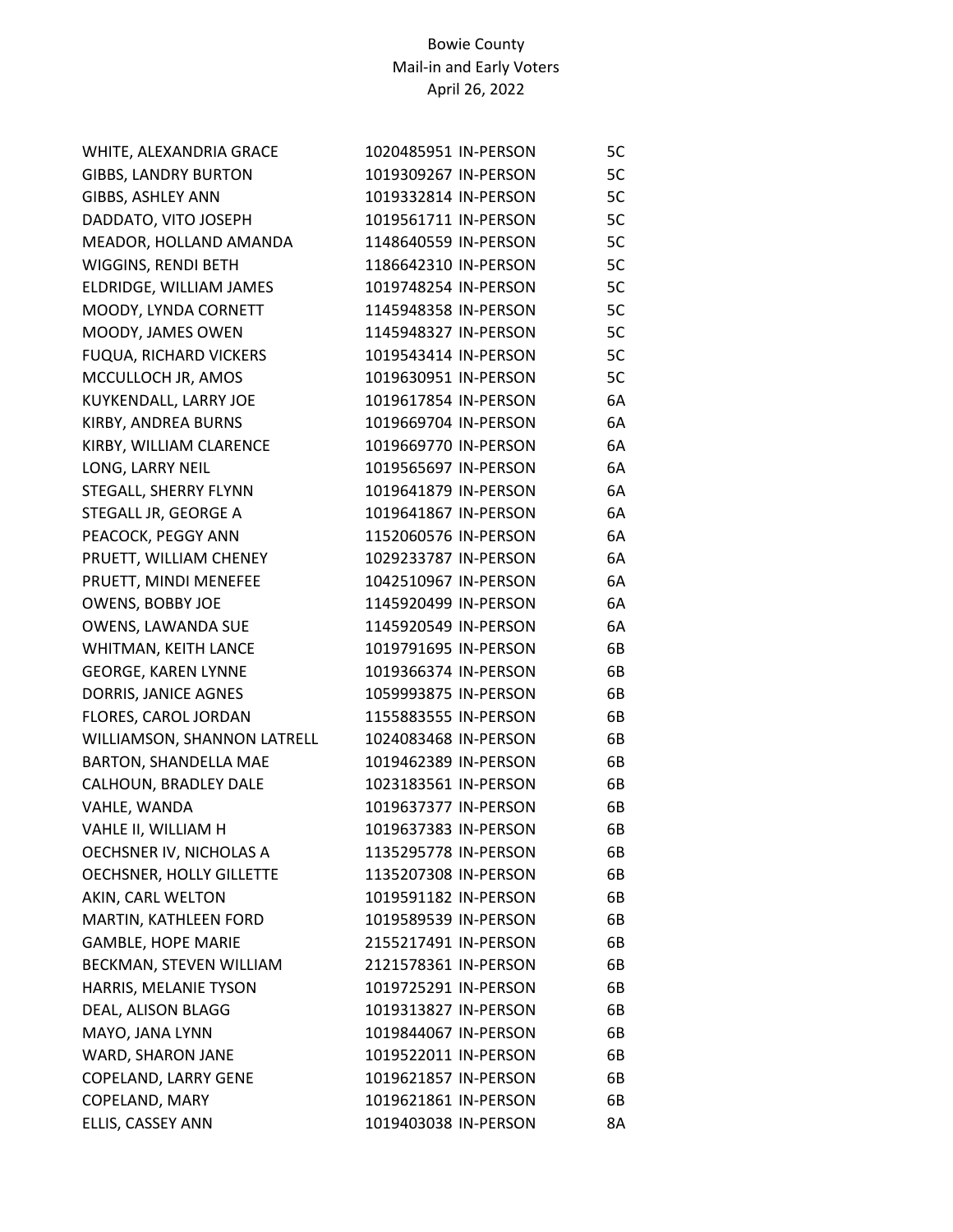Bowie County
Mail-in and Early Voters
April 26, 2022

| Name | ID | Method | Precinct |
|---|---|---|---|
| WHITE, ALEXANDRIA GRACE | 1020485951 | IN-PERSON | 5C |
| GIBBS, LANDRY BURTON | 1019309267 | IN-PERSON | 5C |
| GIBBS, ASHLEY ANN | 1019332814 | IN-PERSON | 5C |
| DADDATO, VITO JOSEPH | 1019561711 | IN-PERSON | 5C |
| MEADOR, HOLLAND AMANDA | 1148640559 | IN-PERSON | 5C |
| WIGGINS, RENDI BETH | 1186642310 | IN-PERSON | 5C |
| ELDRIDGE, WILLIAM JAMES | 1019748254 | IN-PERSON | 5C |
| MOODY, LYNDA CORNETT | 1145948358 | IN-PERSON | 5C |
| MOODY, JAMES OWEN | 1145948327 | IN-PERSON | 5C |
| FUQUA, RICHARD VICKERS | 1019543414 | IN-PERSON | 5C |
| MCCULLOCH JR, AMOS | 1019630951 | IN-PERSON | 5C |
| KUYKENDALL, LARRY JOE | 1019617854 | IN-PERSON | 6A |
| KIRBY, ANDREA BURNS | 1019669704 | IN-PERSON | 6A |
| KIRBY, WILLIAM CLARENCE | 1019669770 | IN-PERSON | 6A |
| LONG, LARRY NEIL | 1019565697 | IN-PERSON | 6A |
| STEGALL, SHERRY FLYNN | 1019641879 | IN-PERSON | 6A |
| STEGALL JR, GEORGE A | 1019641867 | IN-PERSON | 6A |
| PEACOCK, PEGGY ANN | 1152060576 | IN-PERSON | 6A |
| PRUETT, WILLIAM CHENEY | 1029233787 | IN-PERSON | 6A |
| PRUETT, MINDI MENEFEE | 1042510967 | IN-PERSON | 6A |
| OWENS, BOBBY JOE | 1145920499 | IN-PERSON | 6A |
| OWENS, LAWANDA SUE | 1145920549 | IN-PERSON | 6A |
| WHITMAN, KEITH LANCE | 1019791695 | IN-PERSON | 6B |
| GEORGE, KAREN LYNNE | 1019366374 | IN-PERSON | 6B |
| DORRIS, JANICE AGNES | 1059993875 | IN-PERSON | 6B |
| FLORES, CAROL JORDAN | 1155883555 | IN-PERSON | 6B |
| WILLIAMSON, SHANNON LATRELL | 1024083468 | IN-PERSON | 6B |
| BARTON, SHANDELLA MAE | 1019462389 | IN-PERSON | 6B |
| CALHOUN, BRADLEY DALE | 1023183561 | IN-PERSON | 6B |
| VAHLE, WANDA | 1019637377 | IN-PERSON | 6B |
| VAHLE II, WILLIAM H | 1019637383 | IN-PERSON | 6B |
| OECHSNER IV, NICHOLAS A | 1135295778 | IN-PERSON | 6B |
| OECHSNER, HOLLY GILLETTE | 1135207308 | IN-PERSON | 6B |
| AKIN, CARL WELTON | 1019591182 | IN-PERSON | 6B |
| MARTIN, KATHLEEN FORD | 1019589539 | IN-PERSON | 6B |
| GAMBLE, HOPE MARIE | 2155217491 | IN-PERSON | 6B |
| BECKMAN, STEVEN WILLIAM | 2121578361 | IN-PERSON | 6B |
| HARRIS, MELANIE TYSON | 1019725291 | IN-PERSON | 6B |
| DEAL, ALISON BLAGG | 1019313827 | IN-PERSON | 6B |
| MAYO, JANA LYNN | 1019844067 | IN-PERSON | 6B |
| WARD, SHARON JANE | 1019522011 | IN-PERSON | 6B |
| COPELAND, LARRY GENE | 1019621857 | IN-PERSON | 6B |
| COPELAND, MARY | 1019621861 | IN-PERSON | 6B |
| ELLIS, CASSEY ANN | 1019403038 | IN-PERSON | 8A |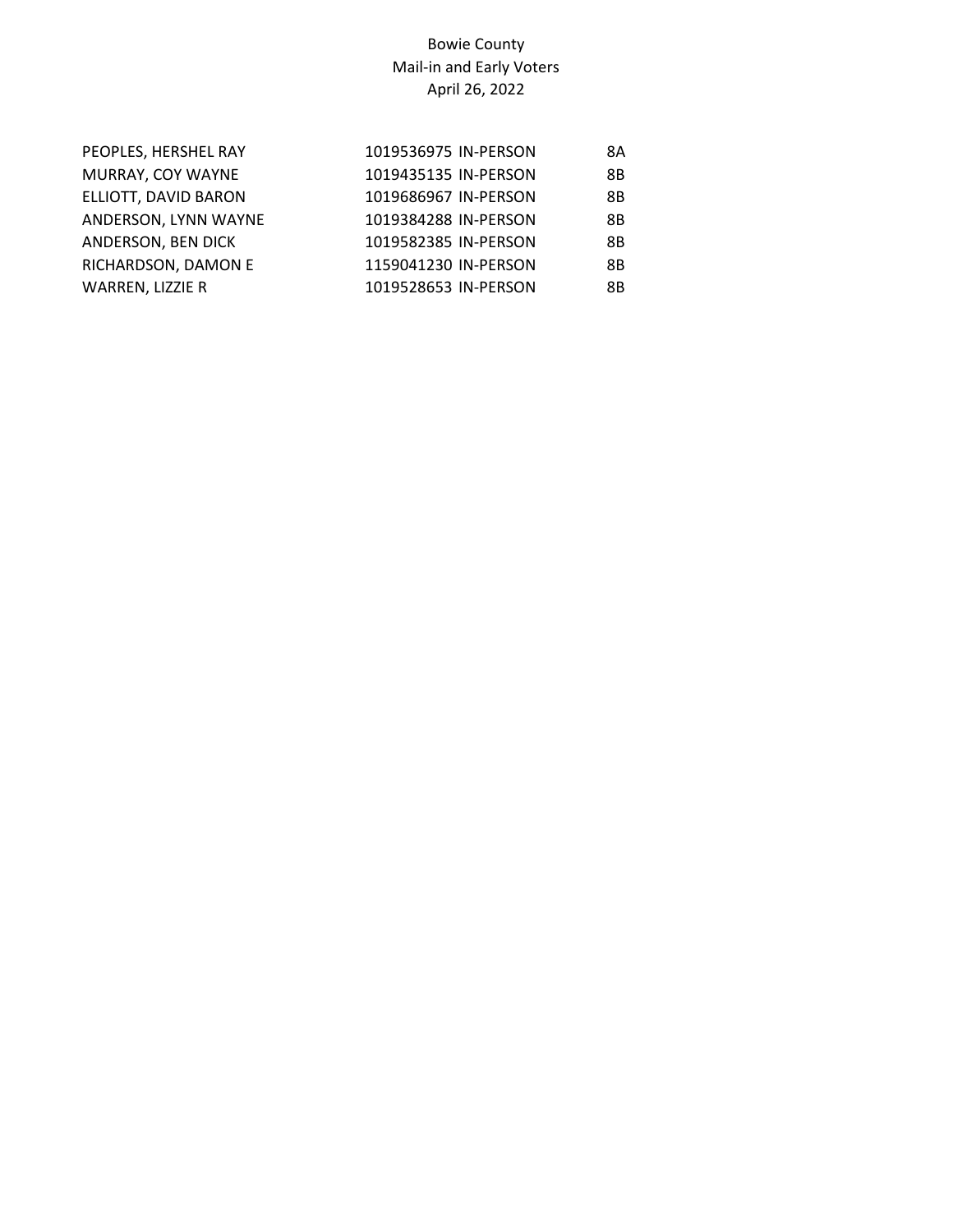Bowie County
Mail-in and Early Voters
April 26, 2022

| | | | |
|---|---|---|---|
| PEOPLES, HERSHEL RAY | 1019536975 | IN-PERSON | 8A |
| MURRAY, COY WAYNE | 1019435135 | IN-PERSON | 8B |
| ELLIOTT, DAVID BARON | 1019686967 | IN-PERSON | 8B |
| ANDERSON, LYNN WAYNE | 1019384288 | IN-PERSON | 8B |
| ANDERSON, BEN DICK | 1019582385 | IN-PERSON | 8B |
| RICHARDSON, DAMON E | 1159041230 | IN-PERSON | 8B |
| WARREN, LIZZIE R | 1019528653 | IN-PERSON | 8B |